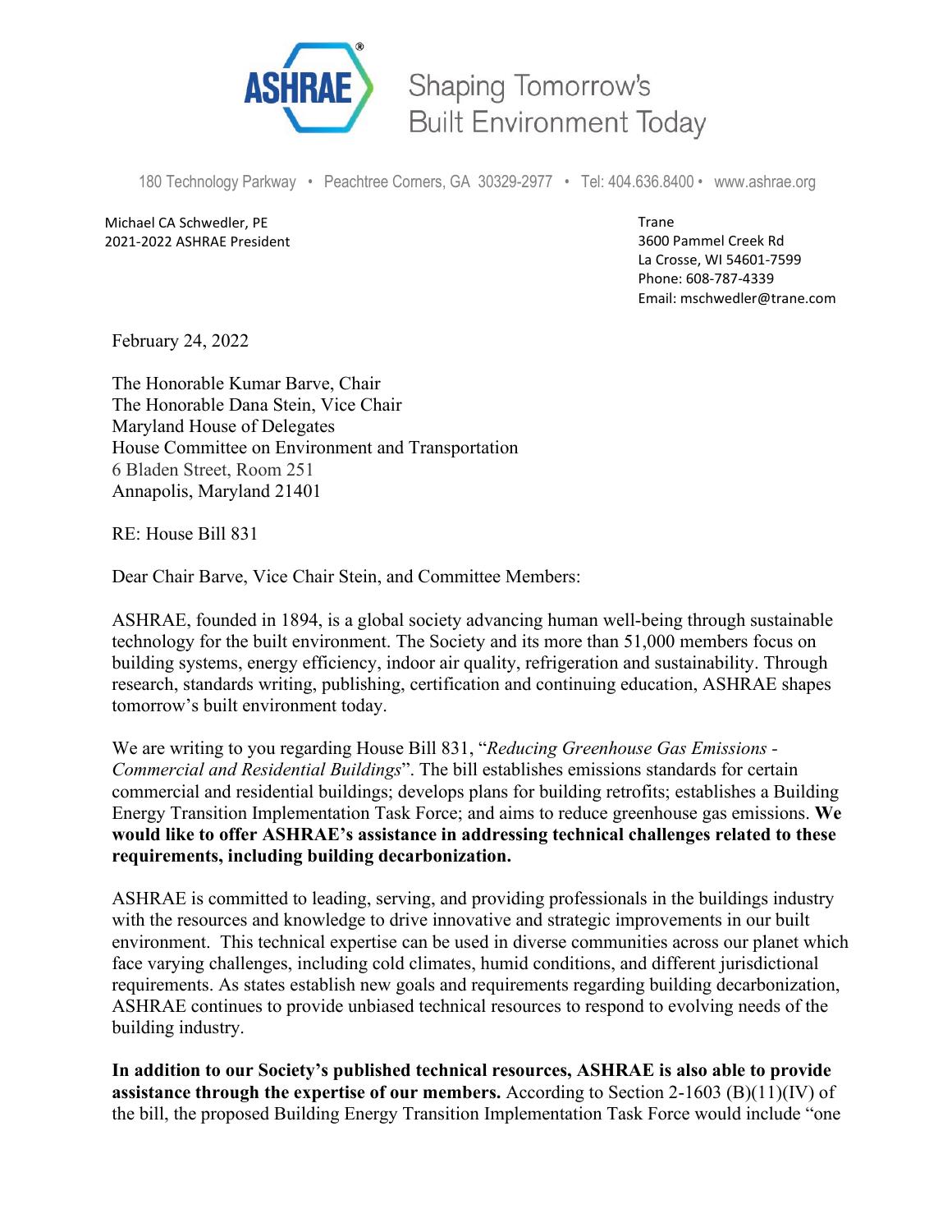ASHRAE® Shaping Tomorrow's Built Environment Today

180 Technology Parkway • Peachtree Corners, GA 30329-2977 • Tel: 404.636.8400 • www.ashrae.org

Michael CA Schwedler, PE
2021-2022 ASHRAE President

Trane
3600 Pammel Creek Rd
La Crosse, WI 54601-7599
Phone: 608-787-4339
Email: mschwedler@trane.com

February 24, 2022

The Honorable Kumar Barve, Chair
The Honorable Dana Stein, Vice Chair
Maryland House of Delegates
House Committee on Environment and Transportation
6 Bladen Street, Room 251
Annapolis, Maryland 21401

RE: House Bill 831

Dear Chair Barve, Vice Chair Stein, and Committee Members:

ASHRAE, founded in 1894, is a global society advancing human well-being through sustainable technology for the built environment. The Society and its more than 51,000 members focus on building systems, energy efficiency, indoor air quality, refrigeration and sustainability. Through research, standards writing, publishing, certification and continuing education, ASHRAE shapes tomorrow's built environment today.

We are writing to you regarding House Bill 831, "*Reducing Greenhouse Gas Emissions - Commercial and Residential Buildings*". The bill establishes emissions standards for certain commercial and residential buildings; develops plans for building retrofits; establishes a Building Energy Transition Implementation Task Force; and aims to reduce greenhouse gas emissions. **We would like to offer ASHRAE's assistance in addressing technical challenges related to these requirements, including building decarbonization.**

ASHRAE is committed to leading, serving, and providing professionals in the buildings industry with the resources and knowledge to drive innovative and strategic improvements in our built environment. This technical expertise can be used in diverse communities across our planet which face varying challenges, including cold climates, humid conditions, and different jurisdictional requirements. As states establish new goals and requirements regarding building decarbonization, ASHRAE continues to provide unbiased technical resources to respond to evolving needs of the building industry.

**In addition to our Society's published technical resources, ASHRAE is also able to provide assistance through the expertise of our members.** According to Section 2-1603 (B)(11)(IV) of the bill, the proposed Building Energy Transition Implementation Task Force would include "one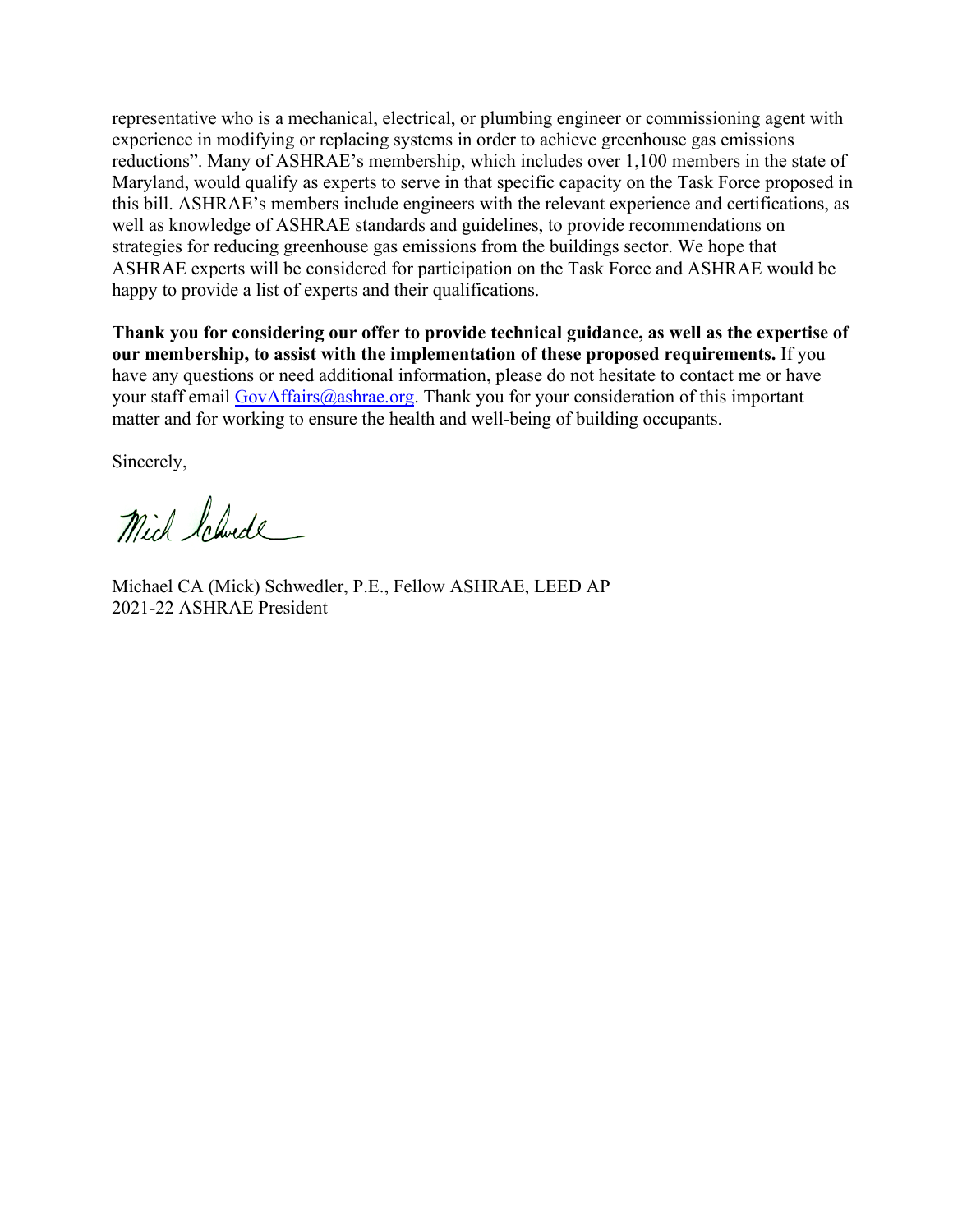representative who is a mechanical, electrical, or plumbing engineer or commissioning agent with experience in modifying or replacing systems in order to achieve greenhouse gas emissions reductions". Many of ASHRAE's membership, which includes over 1,100 members in the state of Maryland, would qualify as experts to serve in that specific capacity on the Task Force proposed in this bill. ASHRAE's members include engineers with the relevant experience and certifications, as well as knowledge of ASHRAE standards and guidelines, to provide recommendations on strategies for reducing greenhouse gas emissions from the buildings sector. We hope that ASHRAE experts will be considered for participation on the Task Force and ASHRAE would be happy to provide a list of experts and their qualifications.

**Thank you for considering our offer to provide technical guidance, as well as the expertise of our membership, to assist with the implementation of these proposed requirements.** If you have any questions or need additional information, please do not hesitate to contact me or have your staff email GovAffairs@ashrae.org. Thank you for your consideration of this important matter and for working to ensure the health and well-being of building occupants.

Sincerely,

Mick Schwedler

Michael CA (Mick) Schwedler, P.E., Fellow ASHRAE, LEED AP
2021-22 ASHRAE President